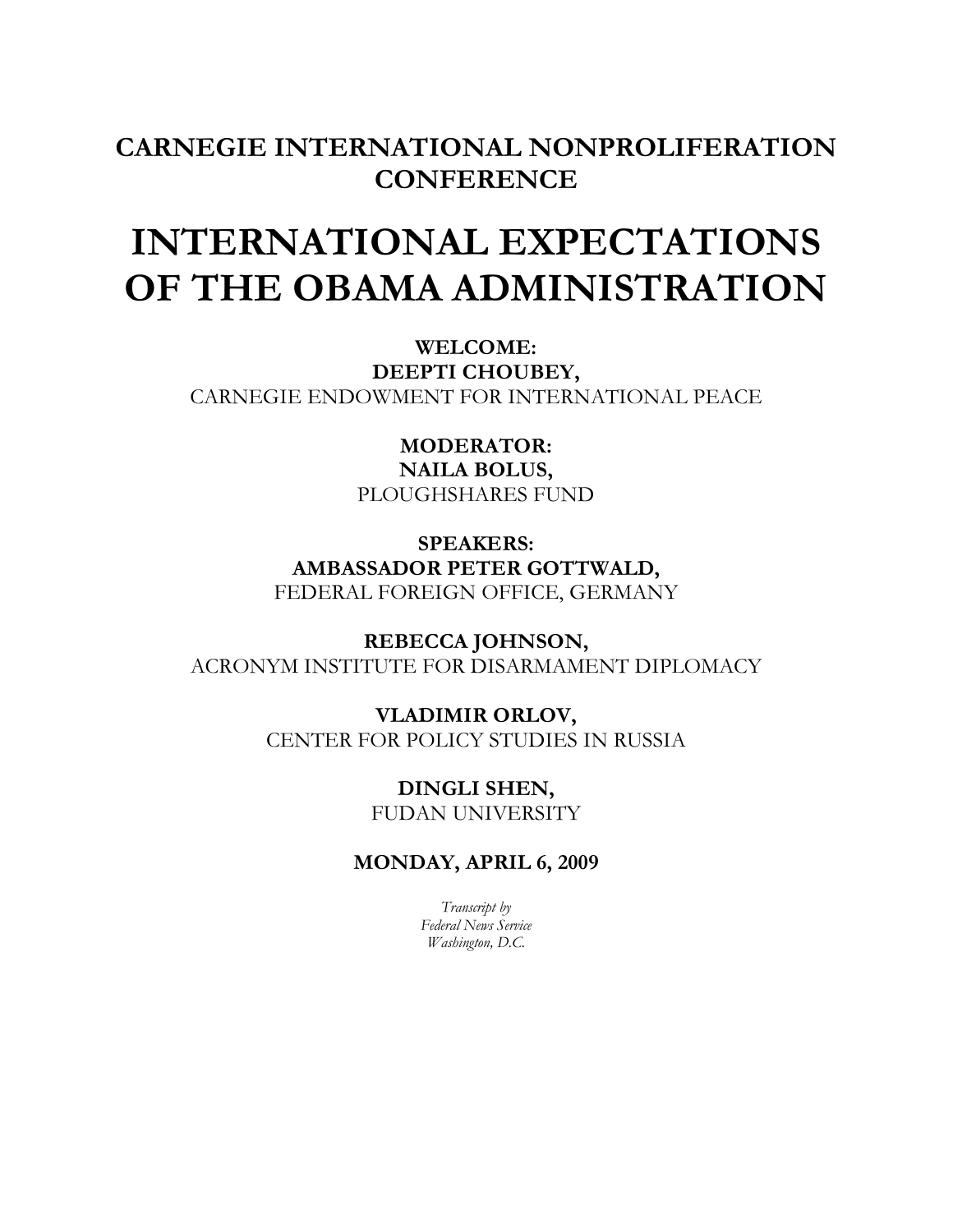**CARNEGIE INTERNATIONAL NONPROLIFERATION CONFERENCE**

# INTERNATIONAL EXPECTATIONS OF THE OBAMA ADMINISTRATION

**WELCOME:**
**DEEPTI CHOUBEY,**
CARNEGIE ENDOWMENT FOR INTERNATIONAL PEACE

**MODERATOR:**
**NAILA BOLUS,**
PLOUGHSHARES FUND

**SPEAKERS:**
**AMBASSADOR PETER GOTTWALD,**
FEDERAL FOREIGN OFFICE, GERMANY

**REBECCA JOHNSON,**
ACRONYM INSTITUTE FOR DISARMAMENT DIPLOMACY

**VLADIMIR ORLOV,**
CENTER FOR POLICY STUDIES IN RUSSIA

**DINGLI SHEN,**
FUDAN UNIVERSITY

**MONDAY, APRIL 6, 2009**

*Transcript by*
*Federal News Service*
*Washington, D.C.*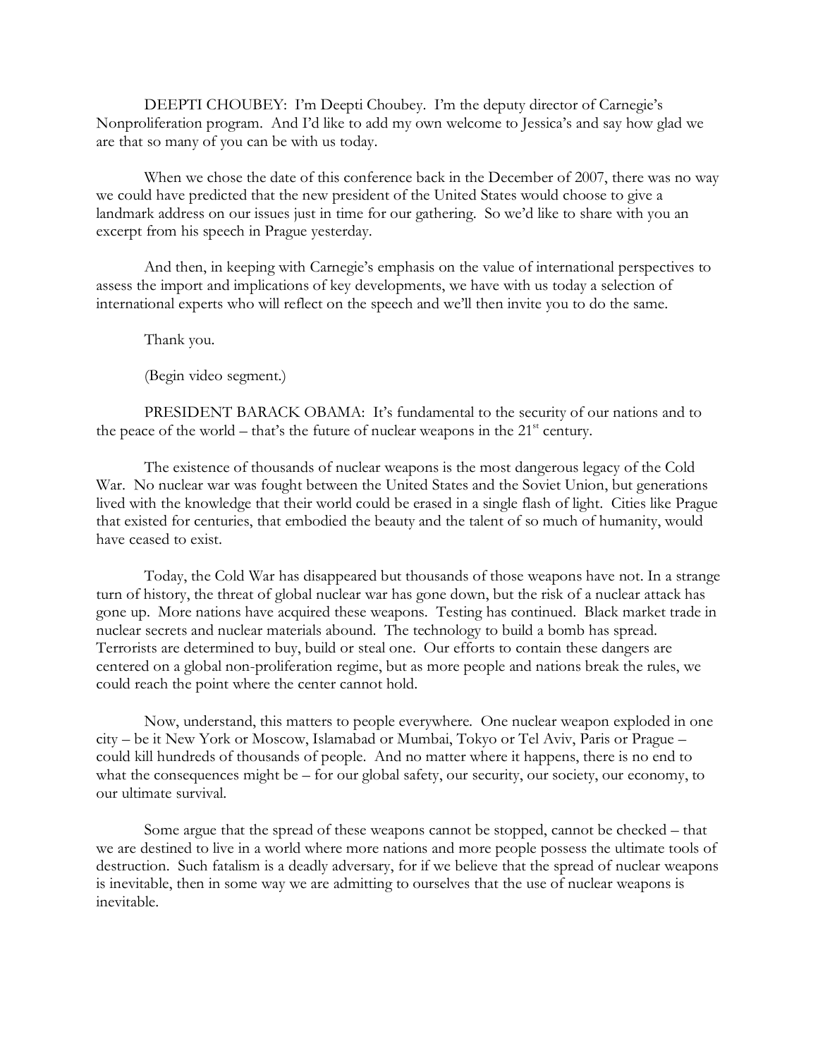DEEPTI CHOUBEY: I'm Deepti Choubey. I'm the deputy director of Carnegie's Nonproliferation program. And I'd like to add my own welcome to Jessica's and say how glad we are that so many of you can be with us today.

When we chose the date of this conference back in the December of 2007, there was no way we could have predicted that the new president of the United States would choose to give a landmark address on our issues just in time for our gathering. So we'd like to share with you an excerpt from his speech in Prague yesterday.

And then, in keeping with Carnegie's emphasis on the value of international perspectives to assess the import and implications of key developments, we have with us today a selection of international experts who will reflect on the speech and we'll then invite you to do the same.

Thank you.

(Begin video segment.)

PRESIDENT BARACK OBAMA: It's fundamental to the security of our nations and to the peace of the world – that's the future of nuclear weapons in the 21st century.

The existence of thousands of nuclear weapons is the most dangerous legacy of the Cold War. No nuclear war was fought between the United States and the Soviet Union, but generations lived with the knowledge that their world could be erased in a single flash of light. Cities like Prague that existed for centuries, that embodied the beauty and the talent of so much of humanity, would have ceased to exist.

Today, the Cold War has disappeared but thousands of those weapons have not. In a strange turn of history, the threat of global nuclear war has gone down, but the risk of a nuclear attack has gone up. More nations have acquired these weapons. Testing has continued. Black market trade in nuclear secrets and nuclear materials abound. The technology to build a bomb has spread. Terrorists are determined to buy, build or steal one. Our efforts to contain these dangers are centered on a global non-proliferation regime, but as more people and nations break the rules, we could reach the point where the center cannot hold.

Now, understand, this matters to people everywhere. One nuclear weapon exploded in one city – be it New York or Moscow, Islamabad or Mumbai, Tokyo or Tel Aviv, Paris or Prague – could kill hundreds of thousands of people. And no matter where it happens, there is no end to what the consequences might be – for our global safety, our security, our society, our economy, to our ultimate survival.

Some argue that the spread of these weapons cannot be stopped, cannot be checked – that we are destined to live in a world where more nations and more people possess the ultimate tools of destruction. Such fatalism is a deadly adversary, for if we believe that the spread of nuclear weapons is inevitable, then in some way we are admitting to ourselves that the use of nuclear weapons is inevitable.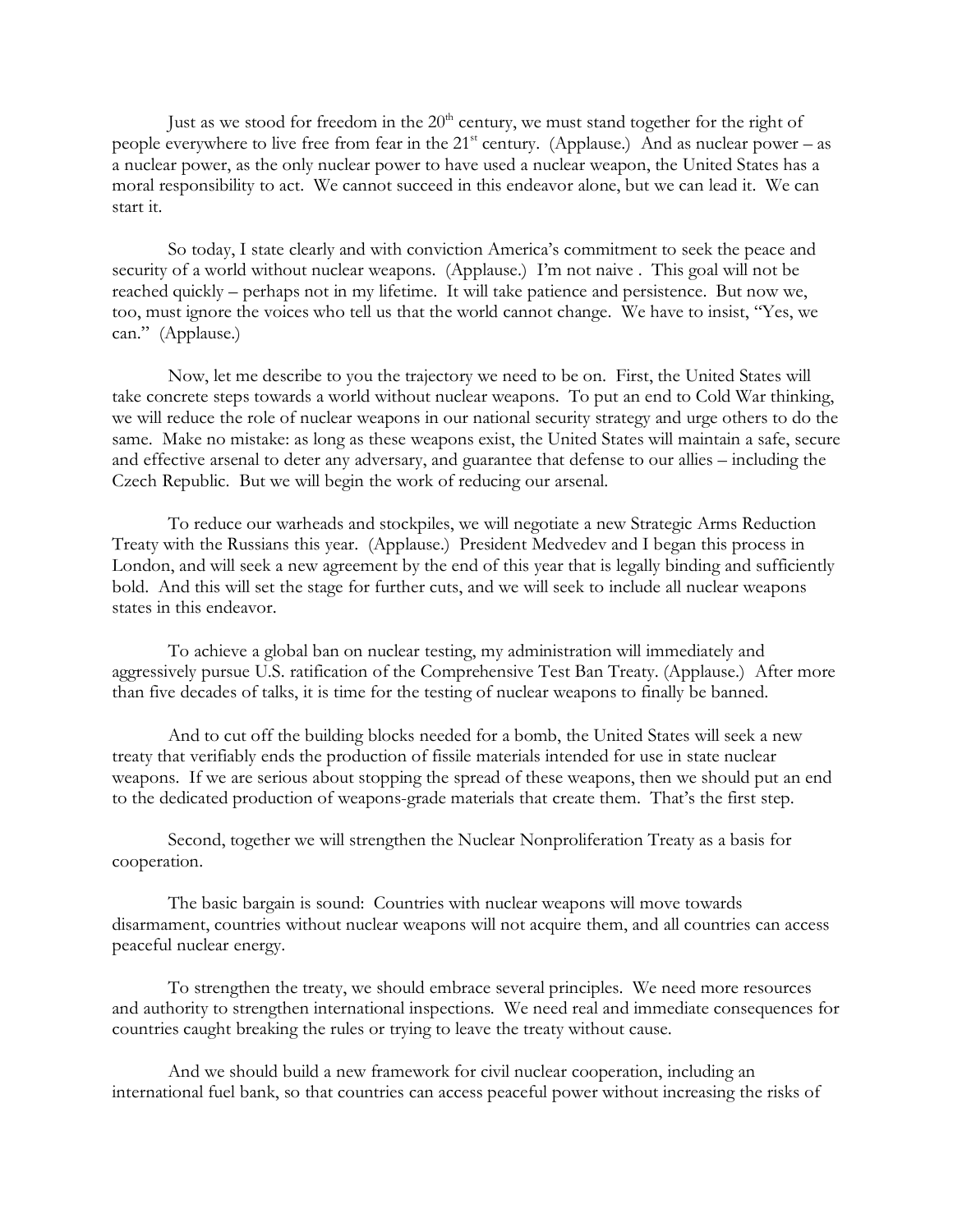Just as we stood for freedom in the 20th century, we must stand together for the right of people everywhere to live free from fear in the 21st century. (Applause.) And as nuclear power – as a nuclear power, as the only nuclear power to have used a nuclear weapon, the United States has a moral responsibility to act. We cannot succeed in this endeavor alone, but we can lead it. We can start it.

So today, I state clearly and with conviction America's commitment to seek the peace and security of a world without nuclear weapons. (Applause.) I'm not naive . This goal will not be reached quickly – perhaps not in my lifetime. It will take patience and persistence. But now we, too, must ignore the voices who tell us that the world cannot change. We have to insist, "Yes, we can." (Applause.)

Now, let me describe to you the trajectory we need to be on. First, the United States will take concrete steps towards a world without nuclear weapons. To put an end to Cold War thinking, we will reduce the role of nuclear weapons in our national security strategy and urge others to do the same. Make no mistake: as long as these weapons exist, the United States will maintain a safe, secure and effective arsenal to deter any adversary, and guarantee that defense to our allies – including the Czech Republic. But we will begin the work of reducing our arsenal.

To reduce our warheads and stockpiles, we will negotiate a new Strategic Arms Reduction Treaty with the Russians this year. (Applause.) President Medvedev and I began this process in London, and will seek a new agreement by the end of this year that is legally binding and sufficiently bold. And this will set the stage for further cuts, and we will seek to include all nuclear weapons states in this endeavor.

To achieve a global ban on nuclear testing, my administration will immediately and aggressively pursue U.S. ratification of the Comprehensive Test Ban Treaty. (Applause.) After more than five decades of talks, it is time for the testing of nuclear weapons to finally be banned.

And to cut off the building blocks needed for a bomb, the United States will seek a new treaty that verifiably ends the production of fissile materials intended for use in state nuclear weapons. If we are serious about stopping the spread of these weapons, then we should put an end to the dedicated production of weapons-grade materials that create them. That's the first step.

Second, together we will strengthen the Nuclear Nonproliferation Treaty as a basis for cooperation.

The basic bargain is sound: Countries with nuclear weapons will move towards disarmament, countries without nuclear weapons will not acquire them, and all countries can access peaceful nuclear energy.

To strengthen the treaty, we should embrace several principles. We need more resources and authority to strengthen international inspections. We need real and immediate consequences for countries caught breaking the rules or trying to leave the treaty without cause.

And we should build a new framework for civil nuclear cooperation, including an international fuel bank, so that countries can access peaceful power without increasing the risks of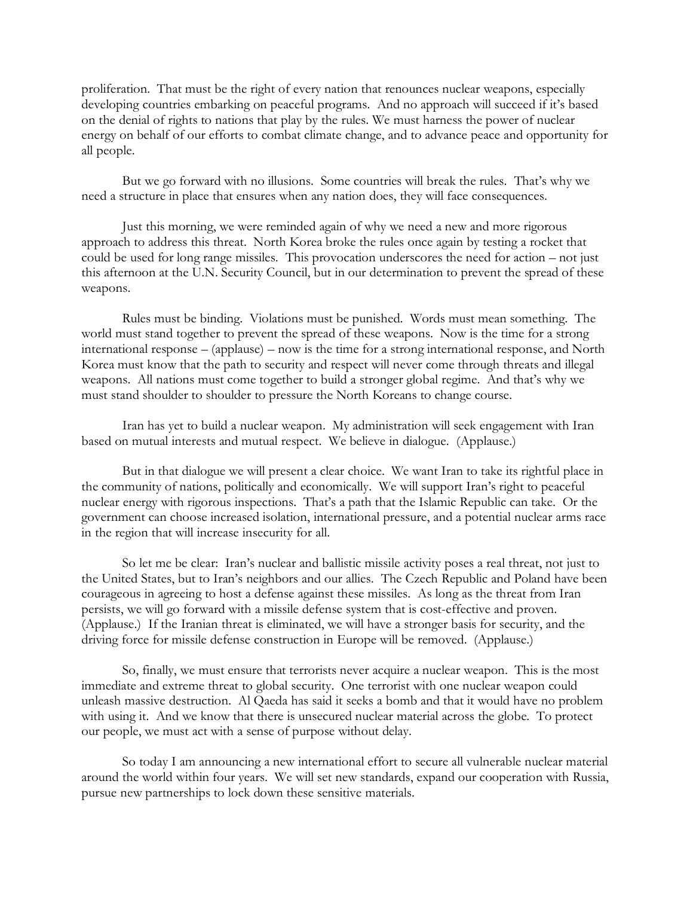proliferation. That must be the right of every nation that renounces nuclear weapons, especially developing countries embarking on peaceful programs. And no approach will succeed if it's based on the denial of rights to nations that play by the rules. We must harness the power of nuclear energy on behalf of our efforts to combat climate change, and to advance peace and opportunity for all people.

But we go forward with no illusions. Some countries will break the rules. That's why we need a structure in place that ensures when any nation does, they will face consequences.

Just this morning, we were reminded again of why we need a new and more rigorous approach to address this threat. North Korea broke the rules once again by testing a rocket that could be used for long range missiles. This provocation underscores the need for action – not just this afternoon at the U.N. Security Council, but in our determination to prevent the spread of these weapons.

Rules must be binding. Violations must be punished. Words must mean something. The world must stand together to prevent the spread of these weapons. Now is the time for a strong international response – (applause) – now is the time for a strong international response, and North Korea must know that the path to security and respect will never come through threats and illegal weapons. All nations must come together to build a stronger global regime. And that's why we must stand shoulder to shoulder to pressure the North Koreans to change course.

Iran has yet to build a nuclear weapon. My administration will seek engagement with Iran based on mutual interests and mutual respect. We believe in dialogue. (Applause.)

But in that dialogue we will present a clear choice. We want Iran to take its rightful place in the community of nations, politically and economically. We will support Iran's right to peaceful nuclear energy with rigorous inspections. That's a path that the Islamic Republic can take. Or the government can choose increased isolation, international pressure, and a potential nuclear arms race in the region that will increase insecurity for all.

So let me be clear: Iran's nuclear and ballistic missile activity poses a real threat, not just to the United States, but to Iran's neighbors and our allies. The Czech Republic and Poland have been courageous in agreeing to host a defense against these missiles. As long as the threat from Iran persists, we will go forward with a missile defense system that is cost-effective and proven. (Applause.) If the Iranian threat is eliminated, we will have a stronger basis for security, and the driving force for missile defense construction in Europe will be removed. (Applause.)

So, finally, we must ensure that terrorists never acquire a nuclear weapon. This is the most immediate and extreme threat to global security. One terrorist with one nuclear weapon could unleash massive destruction. Al Qaeda has said it seeks a bomb and that it would have no problem with using it. And we know that there is unsecured nuclear material across the globe. To protect our people, we must act with a sense of purpose without delay.

So today I am announcing a new international effort to secure all vulnerable nuclear material around the world within four years. We will set new standards, expand our cooperation with Russia, pursue new partnerships to lock down these sensitive materials.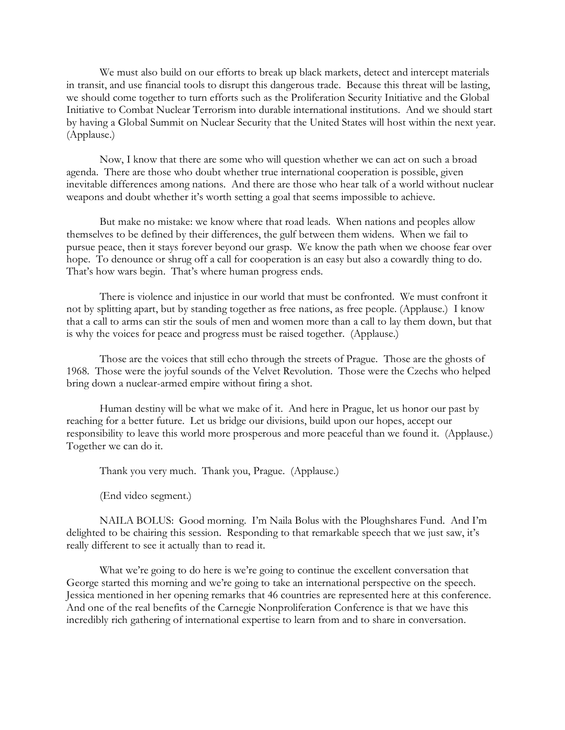We must also build on our efforts to break up black markets, detect and intercept materials in transit, and use financial tools to disrupt this dangerous trade. Because this threat will be lasting, we should come together to turn efforts such as the Proliferation Security Initiative and the Global Initiative to Combat Nuclear Terrorism into durable international institutions. And we should start by having a Global Summit on Nuclear Security that the United States will host within the next year. (Applause.)

Now, I know that there are some who will question whether we can act on such a broad agenda. There are those who doubt whether true international cooperation is possible, given inevitable differences among nations. And there are those who hear talk of a world without nuclear weapons and doubt whether it's worth setting a goal that seems impossible to achieve.

But make no mistake: we know where that road leads. When nations and peoples allow themselves to be defined by their differences, the gulf between them widens. When we fail to pursue peace, then it stays forever beyond our grasp. We know the path when we choose fear over hope. To denounce or shrug off a call for cooperation is an easy but also a cowardly thing to do. That's how wars begin. That's where human progress ends.

There is violence and injustice in our world that must be confronted. We must confront it not by splitting apart, but by standing together as free nations, as free people. (Applause.) I know that a call to arms can stir the souls of men and women more than a call to lay them down, but that is why the voices for peace and progress must be raised together. (Applause.)

Those are the voices that still echo through the streets of Prague. Those are the ghosts of 1968. Those were the joyful sounds of the Velvet Revolution. Those were the Czechs who helped bring down a nuclear-armed empire without firing a shot.

Human destiny will be what we make of it. And here in Prague, let us honor our past by reaching for a better future. Let us bridge our divisions, build upon our hopes, accept our responsibility to leave this world more prosperous and more peaceful than we found it. (Applause.) Together we can do it.

Thank you very much. Thank you, Prague. (Applause.)

(End video segment.)

NAILA BOLUS: Good morning. I'm Naila Bolus with the Ploughshares Fund. And I'm delighted to be chairing this session. Responding to that remarkable speech that we just saw, it's really different to see it actually than to read it.

What we're going to do here is we're going to continue the excellent conversation that George started this morning and we're going to take an international perspective on the speech. Jessica mentioned in her opening remarks that 46 countries are represented here at this conference. And one of the real benefits of the Carnegie Nonproliferation Conference is that we have this incredibly rich gathering of international expertise to learn from and to share in conversation.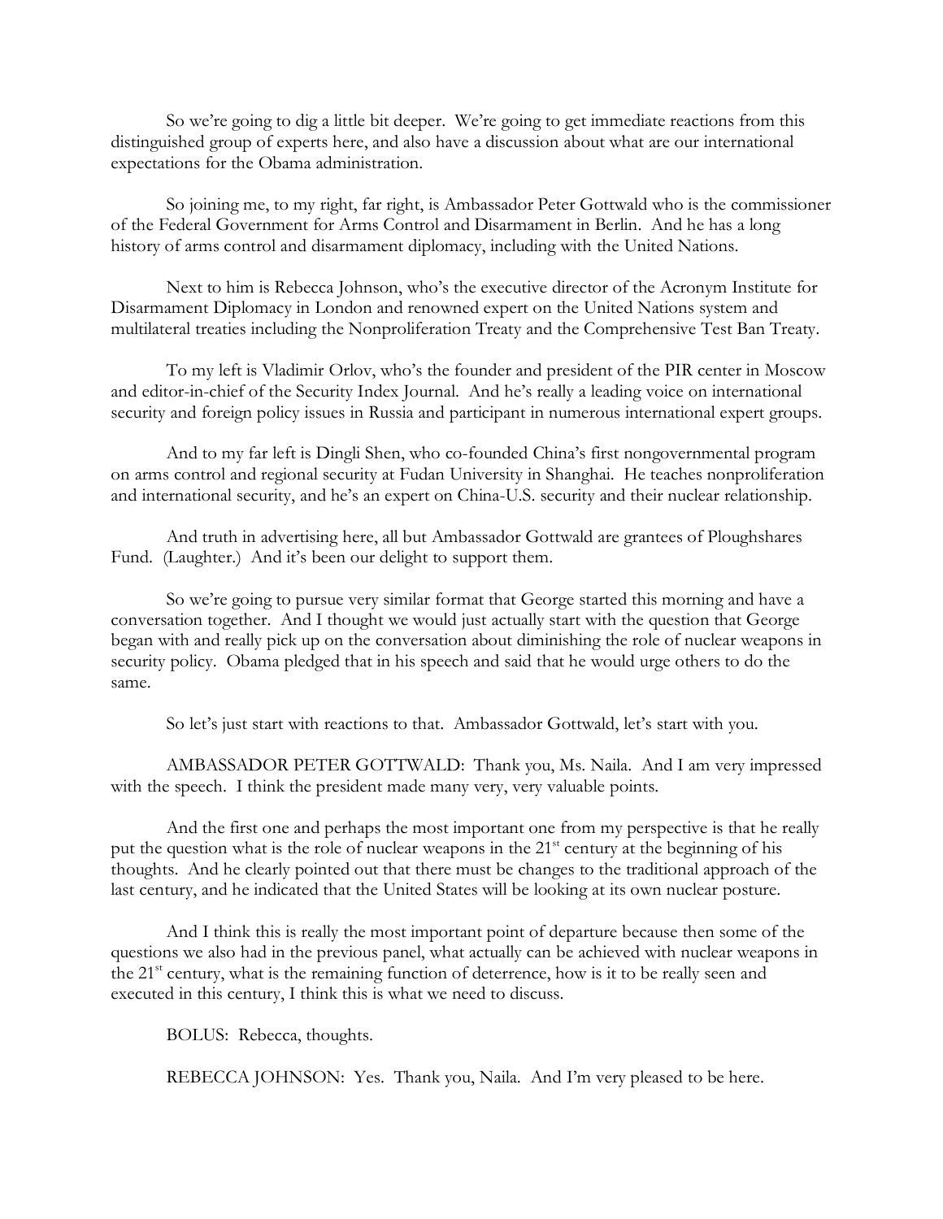So we're going to dig a little bit deeper. We're going to get immediate reactions from this distinguished group of experts here, and also have a discussion about what are our international expectations for the Obama administration.

So joining me, to my right, far right, is Ambassador Peter Gottwald who is the commissioner of the Federal Government for Arms Control and Disarmament in Berlin. And he has a long history of arms control and disarmament diplomacy, including with the United Nations.

Next to him is Rebecca Johnson, who's the executive director of the Acronym Institute for Disarmament Diplomacy in London and renowned expert on the United Nations system and multilateral treaties including the Nonproliferation Treaty and the Comprehensive Test Ban Treaty.

To my left is Vladimir Orlov, who's the founder and president of the PIR center in Moscow and editor-in-chief of the Security Index Journal. And he's really a leading voice on international security and foreign policy issues in Russia and participant in numerous international expert groups.

And to my far left is Dingli Shen, who co-founded China's first nongovernmental program on arms control and regional security at Fudan University in Shanghai. He teaches nonproliferation and international security, and he's an expert on China-U.S. security and their nuclear relationship.

And truth in advertising here, all but Ambassador Gottwald are grantees of Ploughshares Fund. (Laughter.) And it's been our delight to support them.

So we're going to pursue very similar format that George started this morning and have a conversation together. And I thought we would just actually start with the question that George began with and really pick up on the conversation about diminishing the role of nuclear weapons in security policy. Obama pledged that in his speech and said that he would urge others to do the same.

So let's just start with reactions to that. Ambassador Gottwald, let's start with you.

AMBASSADOR PETER GOTTWALD: Thank you, Ms. Naila. And I am very impressed with the speech. I think the president made many very, very valuable points.

And the first one and perhaps the most important one from my perspective is that he really put the question what is the role of nuclear weapons in the 21st century at the beginning of his thoughts. And he clearly pointed out that there must be changes to the traditional approach of the last century, and he indicated that the United States will be looking at its own nuclear posture.

And I think this is really the most important point of departure because then some of the questions we also had in the previous panel, what actually can be achieved with nuclear weapons in the 21st century, what is the remaining function of deterrence, how is it to be really seen and executed in this century, I think this is what we need to discuss.

BOLUS: Rebecca, thoughts.

REBECCA JOHNSON: Yes. Thank you, Naila. And I'm very pleased to be here.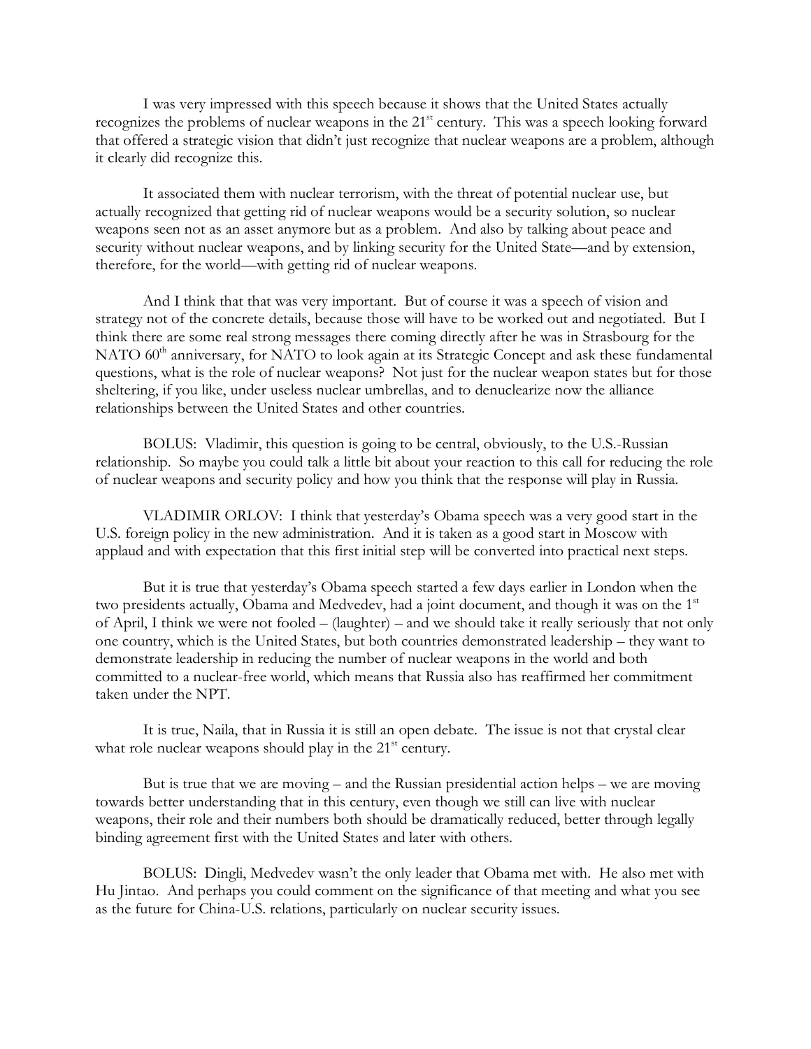I was very impressed with this speech because it shows that the United States actually recognizes the problems of nuclear weapons in the 21st century. This was a speech looking forward that offered a strategic vision that didn't just recognize that nuclear weapons are a problem, although it clearly did recognize this.

It associated them with nuclear terrorism, with the threat of potential nuclear use, but actually recognized that getting rid of nuclear weapons would be a security solution, so nuclear weapons seen not as an asset anymore but as a problem. And also by talking about peace and security without nuclear weapons, and by linking security for the United State—and by extension, therefore, for the world—with getting rid of nuclear weapons.

And I think that that was very important. But of course it was a speech of vision and strategy not of the concrete details, because those will have to be worked out and negotiated. But I think there are some real strong messages there coming directly after he was in Strasbourg for the NATO 60th anniversary, for NATO to look again at its Strategic Concept and ask these fundamental questions, what is the role of nuclear weapons? Not just for the nuclear weapon states but for those sheltering, if you like, under useless nuclear umbrellas, and to denuclearize now the alliance relationships between the United States and other countries.

BOLUS: Vladimir, this question is going to be central, obviously, to the U.S.-Russian relationship. So maybe you could talk a little bit about your reaction to this call for reducing the role of nuclear weapons and security policy and how you think that the response will play in Russia.

VLADIMIR ORLOV: I think that yesterday's Obama speech was a very good start in the U.S. foreign policy in the new administration. And it is taken as a good start in Moscow with applaud and with expectation that this first initial step will be converted into practical next steps.

But it is true that yesterday's Obama speech started a few days earlier in London when the two presidents actually, Obama and Medvedev, had a joint document, and though it was on the 1st of April, I think we were not fooled – (laughter) – and we should take it really seriously that not only one country, which is the United States, but both countries demonstrated leadership – they want to demonstrate leadership in reducing the number of nuclear weapons in the world and both committed to a nuclear-free world, which means that Russia also has reaffirmed her commitment taken under the NPT.

It is true, Naila, that in Russia it is still an open debate. The issue is not that crystal clear what role nuclear weapons should play in the 21st century.

But is true that we are moving – and the Russian presidential action helps – we are moving towards better understanding that in this century, even though we still can live with nuclear weapons, their role and their numbers both should be dramatically reduced, better through legally binding agreement first with the United States and later with others.

BOLUS: Dingli, Medvedev wasn't the only leader that Obama met with. He also met with Hu Jintao. And perhaps you could comment on the significance of that meeting and what you see as the future for China-U.S. relations, particularly on nuclear security issues.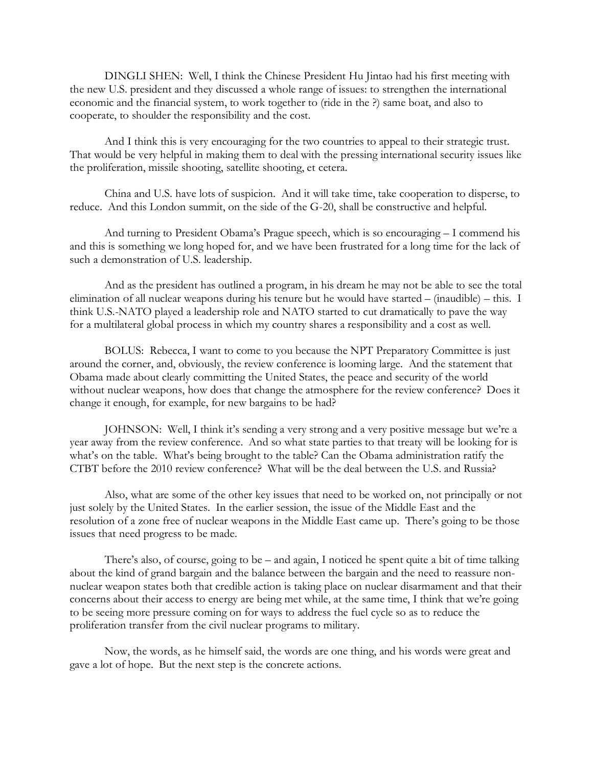DINGLI SHEN: Well, I think the Chinese President Hu Jintao had his first meeting with the new U.S. president and they discussed a whole range of issues: to strengthen the international economic and the financial system, to work together to (ride in the ?) same boat, and also to cooperate, to shoulder the responsibility and the cost.

And I think this is very encouraging for the two countries to appeal to their strategic trust. That would be very helpful in making them to deal with the pressing international security issues like the proliferation, missile shooting, satellite shooting, et cetera.

China and U.S. have lots of suspicion. And it will take time, take cooperation to disperse, to reduce. And this London summit, on the side of the G-20, shall be constructive and helpful.

And turning to President Obama's Prague speech, which is so encouraging – I commend his and this is something we long hoped for, and we have been frustrated for a long time for the lack of such a demonstration of U.S. leadership.

And as the president has outlined a program, in his dream he may not be able to see the total elimination of all nuclear weapons during his tenure but he would have started – (inaudible) – this. I think U.S.-NATO played a leadership role and NATO started to cut dramatically to pave the way for a multilateral global process in which my country shares a responsibility and a cost as well.

BOLUS: Rebecca, I want to come to you because the NPT Preparatory Committee is just around the corner, and, obviously, the review conference is looming large. And the statement that Obama made about clearly committing the United States, the peace and security of the world without nuclear weapons, how does that change the atmosphere for the review conference? Does it change it enough, for example, for new bargains to be had?

JOHNSON: Well, I think it's sending a very strong and a very positive message but we're a year away from the review conference. And so what state parties to that treaty will be looking for is what's on the table. What's being brought to the table? Can the Obama administration ratify the CTBT before the 2010 review conference? What will be the deal between the U.S. and Russia?

Also, what are some of the other key issues that need to be worked on, not principally or not just solely by the United States. In the earlier session, the issue of the Middle East and the resolution of a zone free of nuclear weapons in the Middle East came up. There's going to be those issues that need progress to be made.

There's also, of course, going to be – and again, I noticed he spent quite a bit of time talking about the kind of grand bargain and the balance between the bargain and the need to reassure non-nuclear weapon states both that credible action is taking place on nuclear disarmament and that their concerns about their access to energy are being met while, at the same time, I think that we're going to be seeing more pressure coming on for ways to address the fuel cycle so as to reduce the proliferation transfer from the civil nuclear programs to military.

Now, the words, as he himself said, the words are one thing, and his words were great and gave a lot of hope. But the next step is the concrete actions.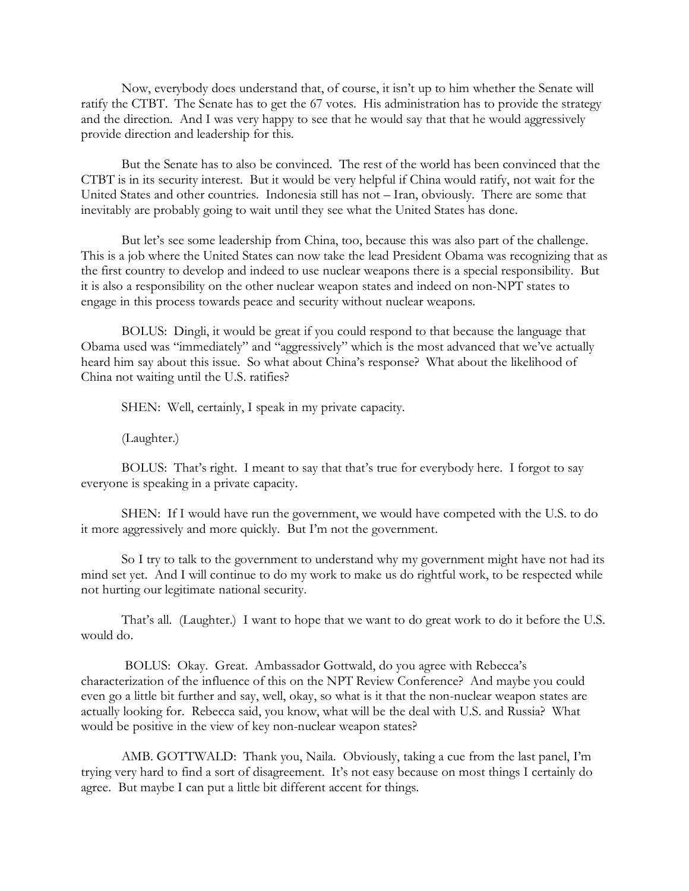Now, everybody does understand that, of course, it isn't up to him whether the Senate will ratify the CTBT. The Senate has to get the 67 votes. His administration has to provide the strategy and the direction. And I was very happy to see that he would say that that he would aggressively provide direction and leadership for this.

But the Senate has to also be convinced. The rest of the world has been convinced that the CTBT is in its security interest. But it would be very helpful if China would ratify, not wait for the United States and other countries. Indonesia still has not – Iran, obviously. There are some that inevitably are probably going to wait until they see what the United States has done.

But let's see some leadership from China, too, because this was also part of the challenge. This is a job where the United States can now take the lead President Obama was recognizing that as the first country to develop and indeed to use nuclear weapons there is a special responsibility. But it is also a responsibility on the other nuclear weapon states and indeed on non-NPT states to engage in this process towards peace and security without nuclear weapons.

BOLUS: Dingli, it would be great if you could respond to that because the language that Obama used was "immediately" and "aggressively" which is the most advanced that we've actually heard him say about this issue. So what about China's response? What about the likelihood of China not waiting until the U.S. ratifies?

SHEN: Well, certainly, I speak in my private capacity.

(Laughter.)

BOLUS: That's right. I meant to say that that's true for everybody here. I forgot to say everyone is speaking in a private capacity.

SHEN: If I would have run the government, we would have competed with the U.S. to do it more aggressively and more quickly. But I'm not the government.

So I try to talk to the government to understand why my government might have not had its mind set yet. And I will continue to do my work to make us do rightful work, to be respected while not hurting our legitimate national security.

That's all. (Laughter.) I want to hope that we want to do great work to do it before the U.S. would do.

BOLUS: Okay. Great. Ambassador Gottwald, do you agree with Rebecca's characterization of the influence of this on the NPT Review Conference? And maybe you could even go a little bit further and say, well, okay, so what is it that the non-nuclear weapon states are actually looking for. Rebecca said, you know, what will be the deal with U.S. and Russia? What would be positive in the view of key non-nuclear weapon states?

AMB. GOTTWALD: Thank you, Naila. Obviously, taking a cue from the last panel, I'm trying very hard to find a sort of disagreement. It's not easy because on most things I certainly do agree. But maybe I can put a little bit different accent for things.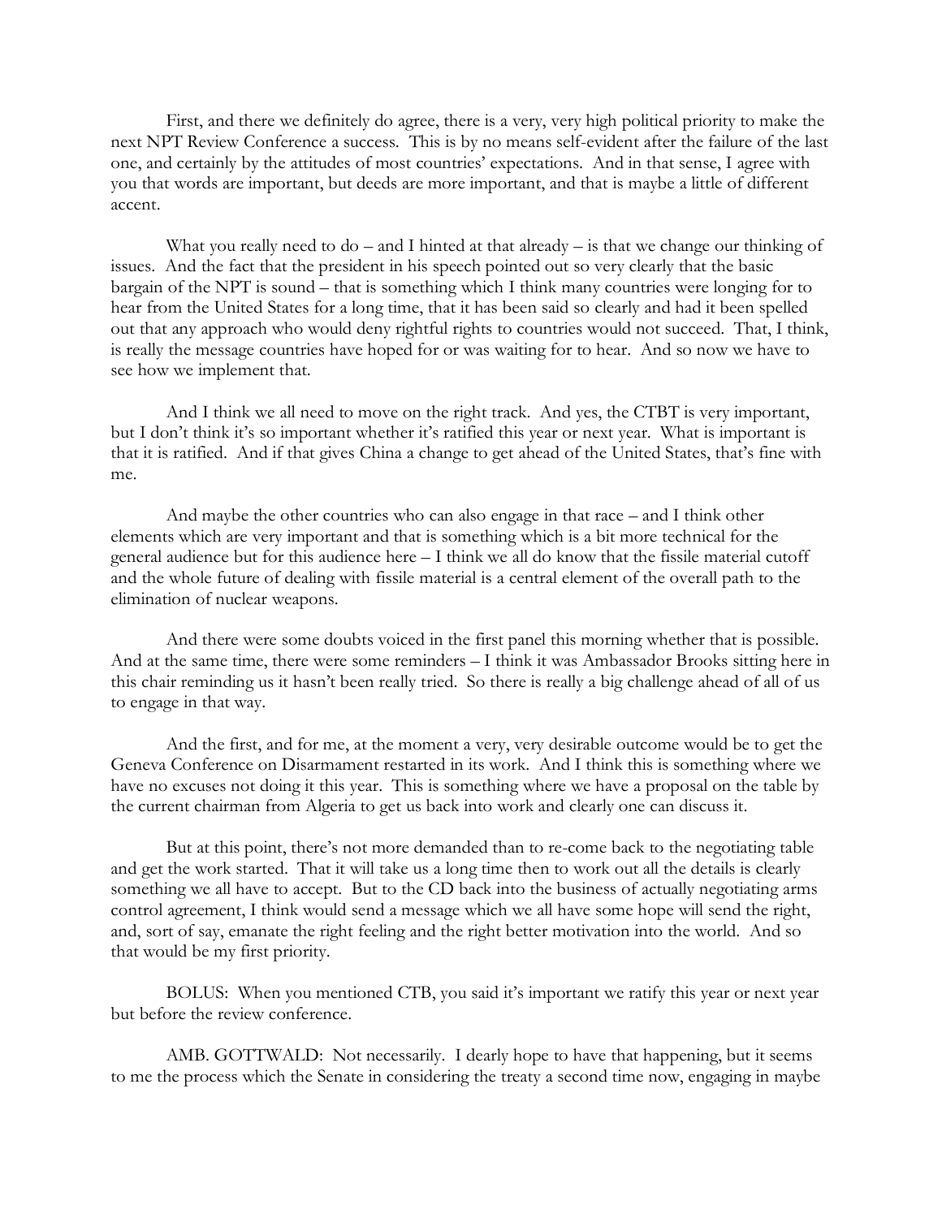First, and there we definitely do agree, there is a very, very high political priority to make the next NPT Review Conference a success. This is by no means self-evident after the failure of the last one, and certainly by the attitudes of most countries' expectations. And in that sense, I agree with you that words are important, but deeds are more important, and that is maybe a little of different accent.

What you really need to do – and I hinted at that already – is that we change our thinking of issues. And the fact that the president in his speech pointed out so very clearly that the basic bargain of the NPT is sound – that is something which I think many countries were longing for to hear from the United States for a long time, that it has been said so clearly and had it been spelled out that any approach who would deny rightful rights to countries would not succeed. That, I think, is really the message countries have hoped for or was waiting for to hear. And so now we have to see how we implement that.

And I think we all need to move on the right track. And yes, the CTBT is very important, but I don't think it's so important whether it's ratified this year or next year. What is important is that it is ratified. And if that gives China a change to get ahead of the United States, that's fine with me.

And maybe the other countries who can also engage in that race – and I think other elements which are very important and that is something which is a bit more technical for the general audience but for this audience here – I think we all do know that the fissile material cutoff and the whole future of dealing with fissile material is a central element of the overall path to the elimination of nuclear weapons.

And there were some doubts voiced in the first panel this morning whether that is possible. And at the same time, there were some reminders – I think it was Ambassador Brooks sitting here in this chair reminding us it hasn't been really tried. So there is really a big challenge ahead of all of us to engage in that way.

And the first, and for me, at the moment a very, very desirable outcome would be to get the Geneva Conference on Disarmament restarted in its work. And I think this is something where we have no excuses not doing it this year. This is something where we have a proposal on the table by the current chairman from Algeria to get us back into work and clearly one can discuss it.

But at this point, there's not more demanded than to re-come back to the negotiating table and get the work started. That it will take us a long time then to work out all the details is clearly something we all have to accept. But to the CD back into the business of actually negotiating arms control agreement, I think would send a message which we all have some hope will send the right, and, sort of say, emanate the right feeling and the right better motivation into the world. And so that would be my first priority.

BOLUS: When you mentioned CTB, you said it's important we ratify this year or next year but before the review conference.

AMB. GOTTWALD: Not necessarily. I dearly hope to have that happening, but it seems to me the process which the Senate in considering the treaty a second time now, engaging in maybe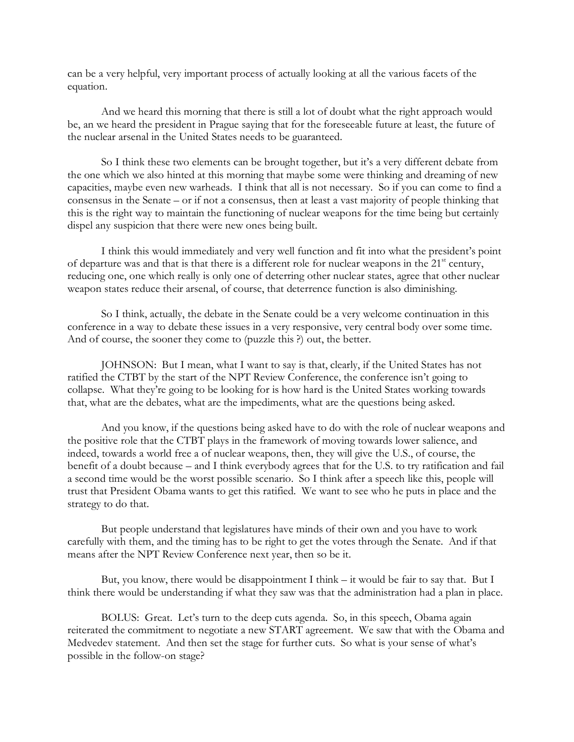can be a very helpful, very important process of actually looking at all the various facets of the equation.

And we heard this morning that there is still a lot of doubt what the right approach would be, an we heard the president in Prague saying that for the foreseeable future at least, the future of the nuclear arsenal in the United States needs to be guaranteed.

So I think these two elements can be brought together, but it's a very different debate from the one which we also hinted at this morning that maybe some were thinking and dreaming of new capacities, maybe even new warheads. I think that all is not necessary. So if you can come to find a consensus in the Senate – or if not a consensus, then at least a vast majority of people thinking that this is the right way to maintain the functioning of nuclear weapons for the time being but certainly dispel any suspicion that there were new ones being built.

I think this would immediately and very well function and fit into what the president's point of departure was and that is that there is a different role for nuclear weapons in the 21st century, reducing one, one which really is only one of deterring other nuclear states, agree that other nuclear weapon states reduce their arsenal, of course, that deterrence function is also diminishing.

So I think, actually, the debate in the Senate could be a very welcome continuation in this conference in a way to debate these issues in a very responsive, very central body over some time. And of course, the sooner they come to (puzzle this ?) out, the better.

JOHNSON: But I mean, what I want to say is that, clearly, if the United States has not ratified the CTBT by the start of the NPT Review Conference, the conference isn't going to collapse. What they're going to be looking for is how hard is the United States working towards that, what are the debates, what are the impediments, what are the questions being asked.

And you know, if the questions being asked have to do with the role of nuclear weapons and the positive role that the CTBT plays in the framework of moving towards lower salience, and indeed, towards a world free a of nuclear weapons, then, they will give the U.S., of course, the benefit of a doubt because – and I think everybody agrees that for the U.S. to try ratification and fail a second time would be the worst possible scenario. So I think after a speech like this, people will trust that President Obama wants to get this ratified. We want to see who he puts in place and the strategy to do that.

But people understand that legislatures have minds of their own and you have to work carefully with them, and the timing has to be right to get the votes through the Senate. And if that means after the NPT Review Conference next year, then so be it.

But, you know, there would be disappointment I think – it would be fair to say that. But I think there would be understanding if what they saw was that the administration had a plan in place.

BOLUS: Great. Let's turn to the deep cuts agenda. So, in this speech, Obama again reiterated the commitment to negotiate a new START agreement. We saw that with the Obama and Medvedev statement. And then set the stage for further cuts. So what is your sense of what's possible in the follow-on stage?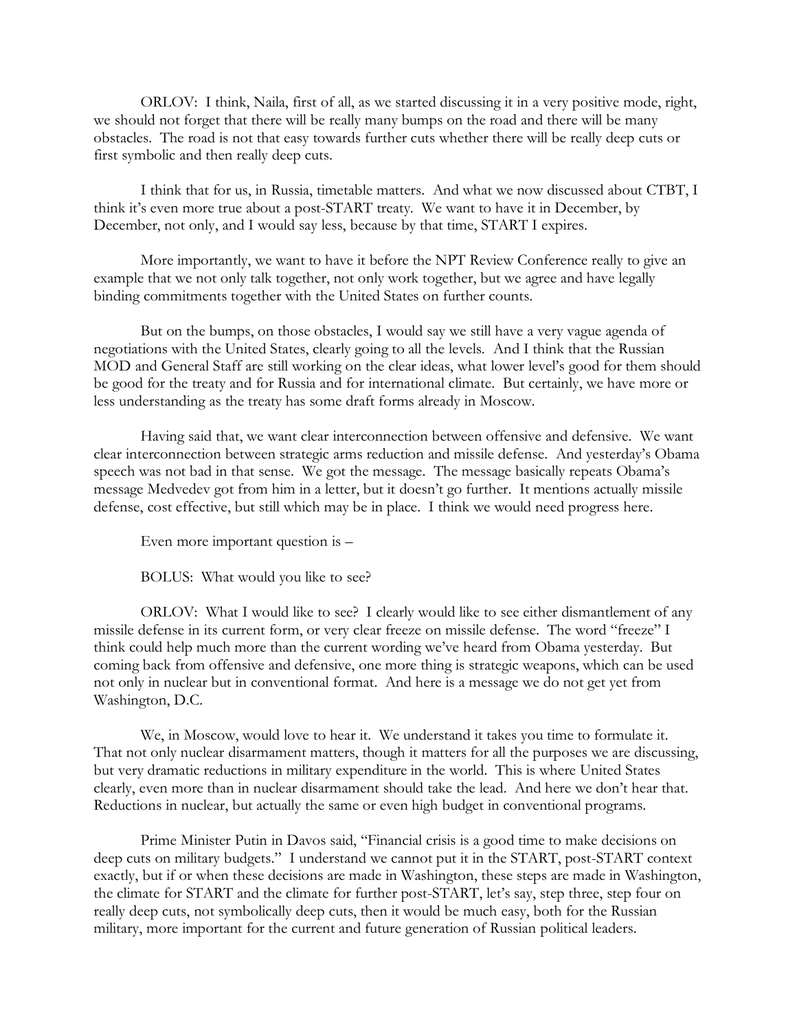ORLOV: I think, Naila, first of all, as we started discussing it in a very positive mode, right, we should not forget that there will be really many bumps on the road and there will be many obstacles. The road is not that easy towards further cuts whether there will be really deep cuts or first symbolic and then really deep cuts.

I think that for us, in Russia, timetable matters. And what we now discussed about CTBT, I think it's even more true about a post-START treaty. We want to have it in December, by December, not only, and I would say less, because by that time, START I expires.

More importantly, we want to have it before the NPT Review Conference really to give an example that we not only talk together, not only work together, but we agree and have legally binding commitments together with the United States on further counts.

But on the bumps, on those obstacles, I would say we still have a very vague agenda of negotiations with the United States, clearly going to all the levels. And I think that the Russian MOD and General Staff are still working on the clear ideas, what lower level's good for them should be good for the treaty and for Russia and for international climate. But certainly, we have more or less understanding as the treaty has some draft forms already in Moscow.

Having said that, we want clear interconnection between offensive and defensive. We want clear interconnection between strategic arms reduction and missile defense. And yesterday's Obama speech was not bad in that sense. We got the message. The message basically repeats Obama's message Medvedev got from him in a letter, but it doesn't go further. It mentions actually missile defense, cost effective, but still which may be in place. I think we would need progress here.

Even more important question is –

BOLUS: What would you like to see?

ORLOV: What I would like to see? I clearly would like to see either dismantlement of any missile defense in its current form, or very clear freeze on missile defense. The word "freeze" I think could help much more than the current wording we've heard from Obama yesterday. But coming back from offensive and defensive, one more thing is strategic weapons, which can be used not only in nuclear but in conventional format. And here is a message we do not get yet from Washington, D.C.

We, in Moscow, would love to hear it. We understand it takes you time to formulate it. That not only nuclear disarmament matters, though it matters for all the purposes we are discussing, but very dramatic reductions in military expenditure in the world. This is where United States clearly, even more than in nuclear disarmament should take the lead. And here we don't hear that. Reductions in nuclear, but actually the same or even high budget in conventional programs.

Prime Minister Putin in Davos said, "Financial crisis is a good time to make decisions on deep cuts on military budgets." I understand we cannot put it in the START, post-START context exactly, but if or when these decisions are made in Washington, these steps are made in Washington, the climate for START and the climate for further post-START, let's say, step three, step four on really deep cuts, not symbolically deep cuts, then it would be much easy, both for the Russian military, more important for the current and future generation of Russian political leaders.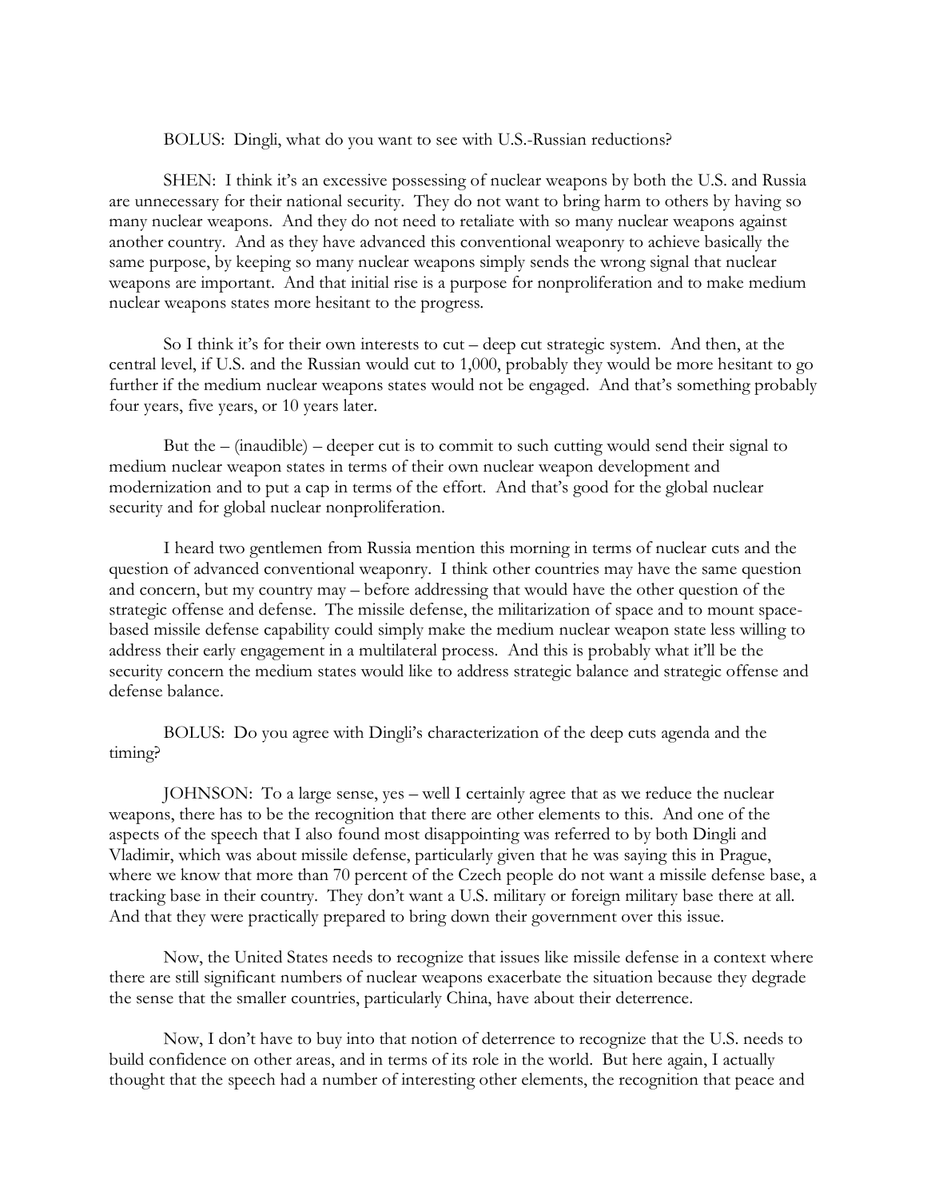BOLUS: Dingli, what do you want to see with U.S.-Russian reductions?

SHEN: I think it's an excessive possessing of nuclear weapons by both the U.S. and Russia are unnecessary for their national security. They do not want to bring harm to others by having so many nuclear weapons. And they do not need to retaliate with so many nuclear weapons against another country. And as they have advanced this conventional weaponry to achieve basically the same purpose, by keeping so many nuclear weapons simply sends the wrong signal that nuclear weapons are important. And that initial rise is a purpose for nonproliferation and to make medium nuclear weapons states more hesitant to the progress.

So I think it's for their own interests to cut – deep cut strategic system. And then, at the central level, if U.S. and the Russian would cut to 1,000, probably they would be more hesitant to go further if the medium nuclear weapons states would not be engaged. And that's something probably four years, five years, or 10 years later.

But the – (inaudible) – deeper cut is to commit to such cutting would send their signal to medium nuclear weapon states in terms of their own nuclear weapon development and modernization and to put a cap in terms of the effort. And that's good for the global nuclear security and for global nuclear nonproliferation.

I heard two gentlemen from Russia mention this morning in terms of nuclear cuts and the question of advanced conventional weaponry. I think other countries may have the same question and concern, but my country may – before addressing that would have the other question of the strategic offense and defense. The missile defense, the militarization of space and to mount space-based missile defense capability could simply make the medium nuclear weapon state less willing to address their early engagement in a multilateral process. And this is probably what it'll be the security concern the medium states would like to address strategic balance and strategic offense and defense balance.

BOLUS: Do you agree with Dingli's characterization of the deep cuts agenda and the timing?

JOHNSON: To a large sense, yes – well I certainly agree that as we reduce the nuclear weapons, there has to be the recognition that there are other elements to this. And one of the aspects of the speech that I also found most disappointing was referred to by both Dingli and Vladimir, which was about missile defense, particularly given that he was saying this in Prague, where we know that more than 70 percent of the Czech people do not want a missile defense base, a tracking base in their country. They don't want a U.S. military or foreign military base there at all. And that they were practically prepared to bring down their government over this issue.

Now, the United States needs to recognize that issues like missile defense in a context where there are still significant numbers of nuclear weapons exacerbate the situation because they degrade the sense that the smaller countries, particularly China, have about their deterrence.

Now, I don't have to buy into that notion of deterrence to recognize that the U.S. needs to build confidence on other areas, and in terms of its role in the world. But here again, I actually thought that the speech had a number of interesting other elements, the recognition that peace and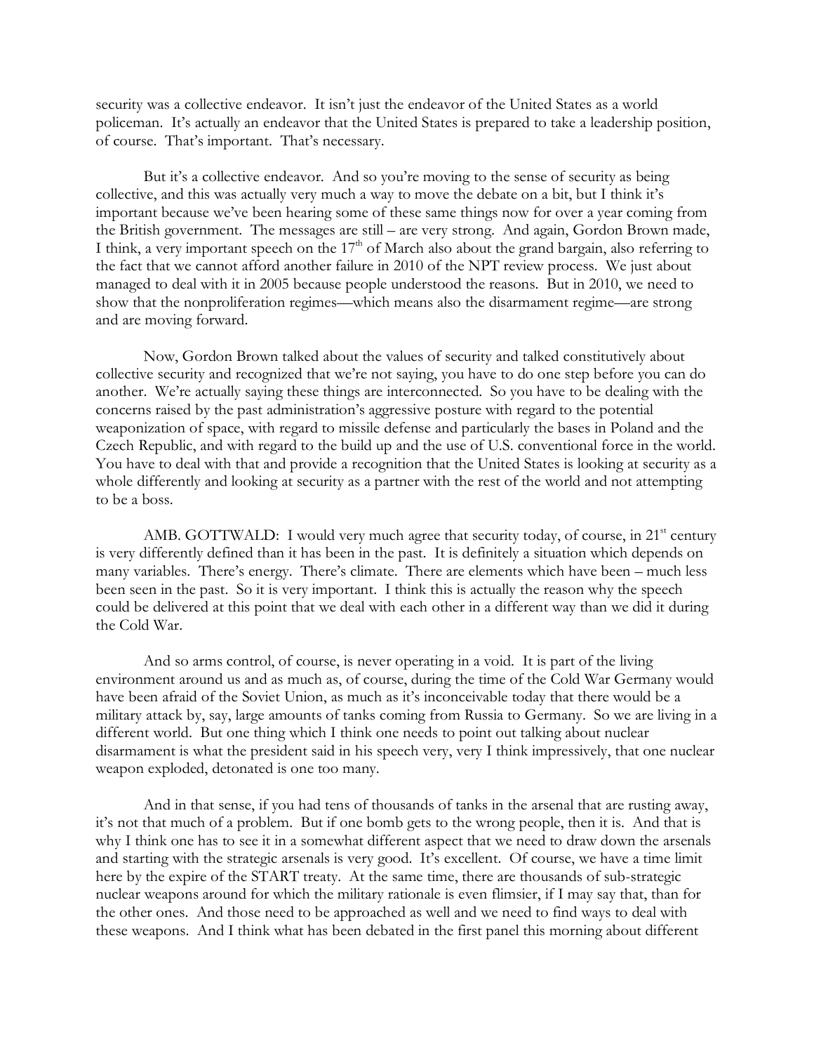security was a collective endeavor. It isn't just the endeavor of the United States as a world policeman. It's actually an endeavor that the United States is prepared to take a leadership position, of course. That's important. That's necessary.

But it's a collective endeavor. And so you're moving to the sense of security as being collective, and this was actually very much a way to move the debate on a bit, but I think it's important because we've been hearing some of these same things now for over a year coming from the British government. The messages are still – are very strong. And again, Gordon Brown made, I think, a very important speech on the 17th of March also about the grand bargain, also referring to the fact that we cannot afford another failure in 2010 of the NPT review process. We just about managed to deal with it in 2005 because people understood the reasons. But in 2010, we need to show that the nonproliferation regimes—which means also the disarmament regime—are strong and are moving forward.

Now, Gordon Brown talked about the values of security and talked constitutively about collective security and recognized that we're not saying, you have to do one step before you can do another. We're actually saying these things are interconnected. So you have to be dealing with the concerns raised by the past administration's aggressive posture with regard to the potential weaponization of space, with regard to missile defense and particularly the bases in Poland and the Czech Republic, and with regard to the build up and the use of U.S. conventional force in the world. You have to deal with that and provide a recognition that the United States is looking at security as a whole differently and looking at security as a partner with the rest of the world and not attempting to be a boss.

AMB. GOTTWALD: I would very much agree that security today, of course, in 21st century is very differently defined than it has been in the past. It is definitely a situation which depends on many variables. There's energy. There's climate. There are elements which have been – much less been seen in the past. So it is very important. I think this is actually the reason why the speech could be delivered at this point that we deal with each other in a different way than we did it during the Cold War.

And so arms control, of course, is never operating in a void. It is part of the living environment around us and as much as, of course, during the time of the Cold War Germany would have been afraid of the Soviet Union, as much as it's inconceivable today that there would be a military attack by, say, large amounts of tanks coming from Russia to Germany. So we are living in a different world. But one thing which I think one needs to point out talking about nuclear disarmament is what the president said in his speech very, very I think impressively, that one nuclear weapon exploded, detonated is one too many.

And in that sense, if you had tens of thousands of tanks in the arsenal that are rusting away, it's not that much of a problem. But if one bomb gets to the wrong people, then it is. And that is why I think one has to see it in a somewhat different aspect that we need to draw down the arsenals and starting with the strategic arsenals is very good. It's excellent. Of course, we have a time limit here by the expire of the START treaty. At the same time, there are thousands of sub-strategic nuclear weapons around for which the military rationale is even flimsier, if I may say that, than for the other ones. And those need to be approached as well and we need to find ways to deal with these weapons. And I think what has been debated in the first panel this morning about different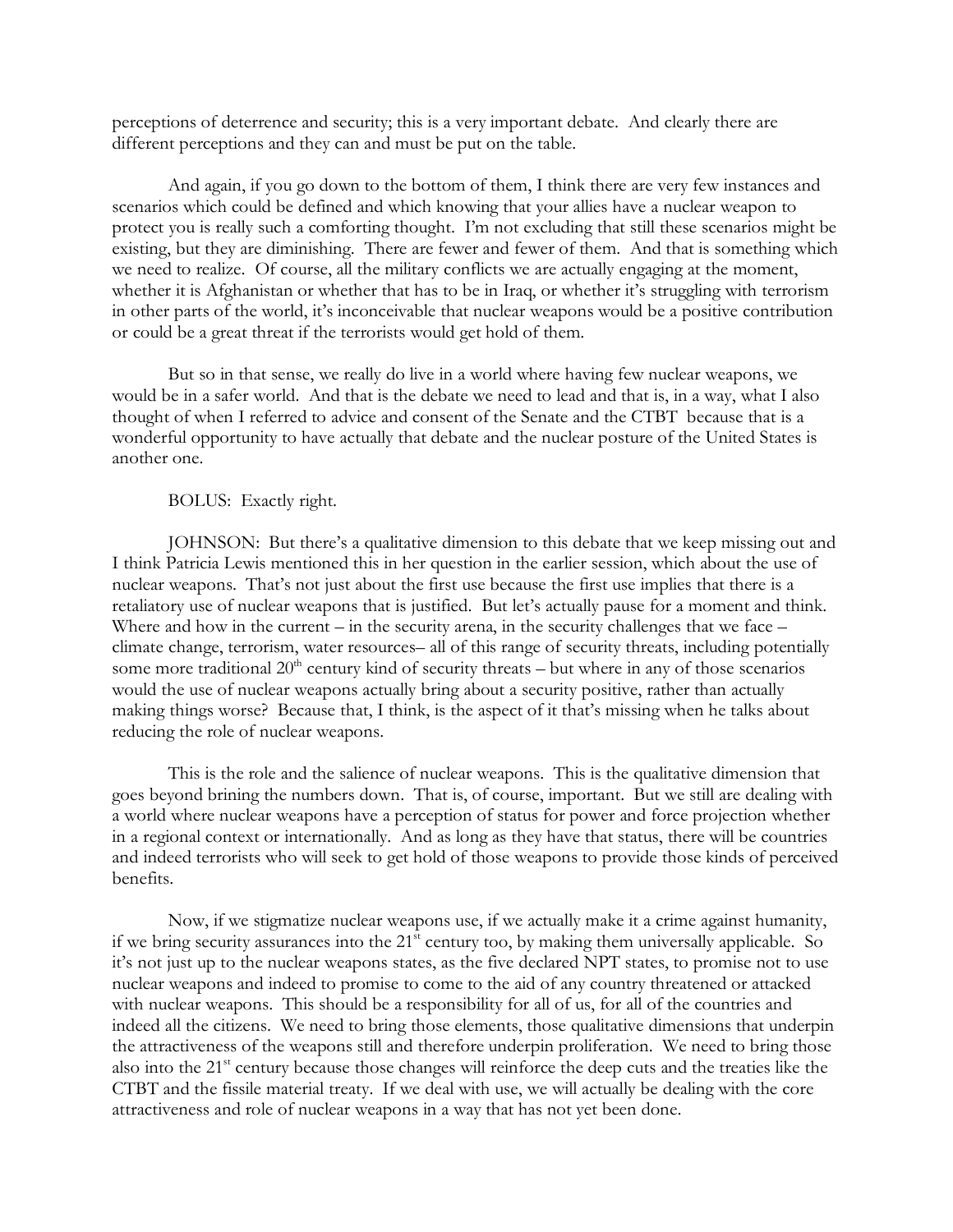perceptions of deterrence and security; this is a very important debate. And clearly there are different perceptions and they can and must be put on the table.

And again, if you go down to the bottom of them, I think there are very few instances and scenarios which could be defined and which knowing that your allies have a nuclear weapon to protect you is really such a comforting thought. I'm not excluding that still these scenarios might be existing, but they are diminishing. There are fewer and fewer of them. And that is something which we need to realize. Of course, all the military conflicts we are actually engaging at the moment, whether it is Afghanistan or whether that has to be in Iraq, or whether it's struggling with terrorism in other parts of the world, it's inconceivable that nuclear weapons would be a positive contribution or could be a great threat if the terrorists would get hold of them.

But so in that sense, we really do live in a world where having few nuclear weapons, we would be in a safer world. And that is the debate we need to lead and that is, in a way, what I also thought of when I referred to advice and consent of the Senate and the CTBT because that is a wonderful opportunity to have actually that debate and the nuclear posture of the United States is another one.

BOLUS: Exactly right.

JOHNSON: But there's a qualitative dimension to this debate that we keep missing out and I think Patricia Lewis mentioned this in her question in the earlier session, which about the use of nuclear weapons. That's not just about the first use because the first use implies that there is a retaliatory use of nuclear weapons that is justified. But let's actually pause for a moment and think. Where and how in the current – in the security arena, in the security challenges that we face – climate change, terrorism, water resources– all of this range of security threats, including potentially some more traditional 20th century kind of security threats – but where in any of those scenarios would the use of nuclear weapons actually bring about a security positive, rather than actually making things worse? Because that, I think, is the aspect of it that's missing when he talks about reducing the role of nuclear weapons.

This is the role and the salience of nuclear weapons. This is the qualitative dimension that goes beyond brining the numbers down. That is, of course, important. But we still are dealing with a world where nuclear weapons have a perception of status for power and force projection whether in a regional context or internationally. And as long as they have that status, there will be countries and indeed terrorists who will seek to get hold of those weapons to provide those kinds of perceived benefits.

Now, if we stigmatize nuclear weapons use, if we actually make it a crime against humanity, if we bring security assurances into the 21st century too, by making them universally applicable. So it's not just up to the nuclear weapons states, as the five declared NPT states, to promise not to use nuclear weapons and indeed to promise to come to the aid of any country threatened or attacked with nuclear weapons. This should be a responsibility for all of us, for all of the countries and indeed all the citizens. We need to bring those elements, those qualitative dimensions that underpin the attractiveness of the weapons still and therefore underpin proliferation. We need to bring those also into the 21st century because those changes will reinforce the deep cuts and the treaties like the CTBT and the fissile material treaty. If we deal with use, we will actually be dealing with the core attractiveness and role of nuclear weapons in a way that has not yet been done.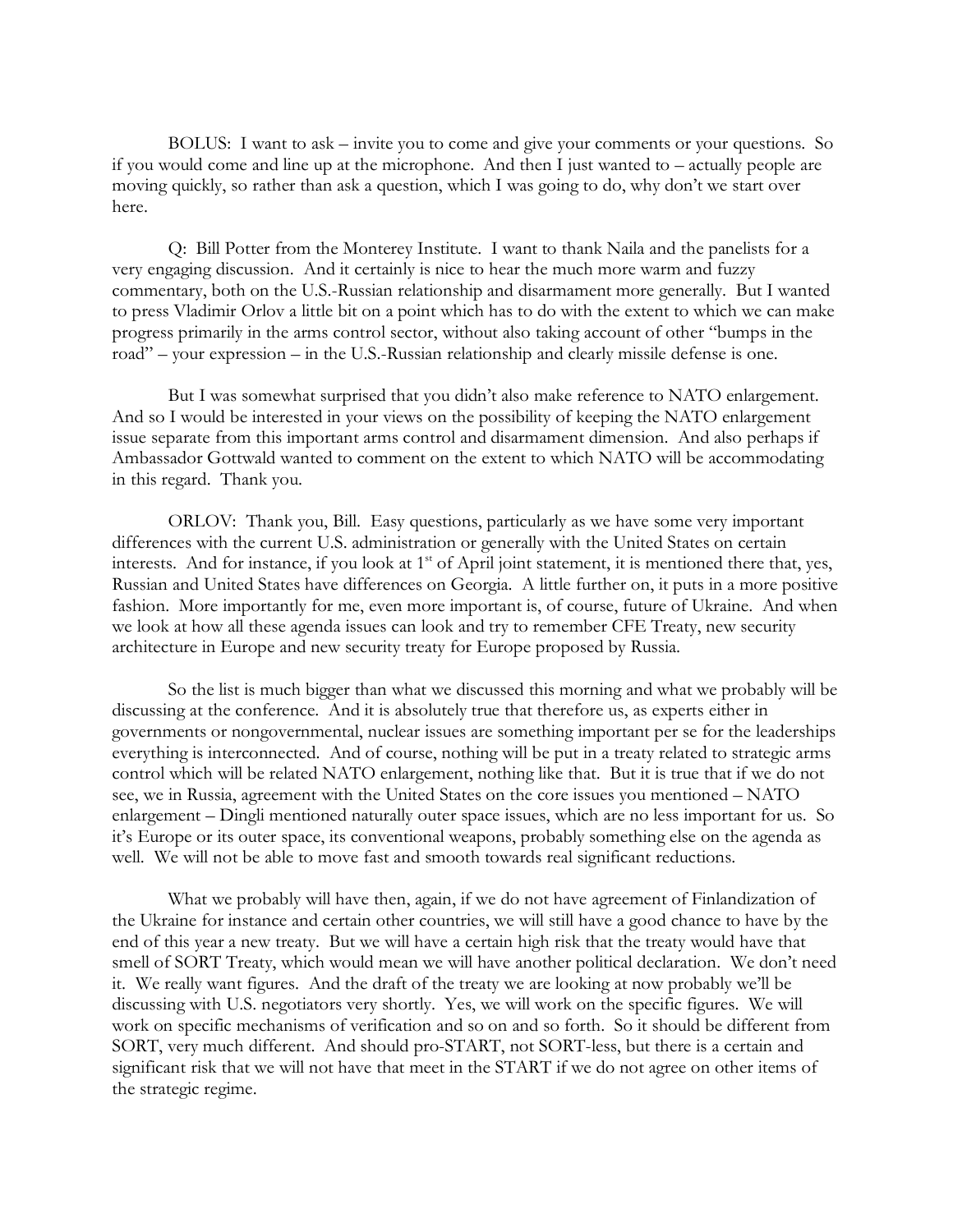BOLUS: I want to ask – invite you to come and give your comments or your questions. So if you would come and line up at the microphone. And then I just wanted to – actually people are moving quickly, so rather than ask a question, which I was going to do, why don't we start over here.

Q: Bill Potter from the Monterey Institute. I want to thank Naila and the panelists for a very engaging discussion. And it certainly is nice to hear the much more warm and fuzzy commentary, both on the U.S.-Russian relationship and disarmament more generally. But I wanted to press Vladimir Orlov a little bit on a point which has to do with the extent to which we can make progress primarily in the arms control sector, without also taking account of other "bumps in the road" – your expression – in the U.S.-Russian relationship and clearly missile defense is one.

But I was somewhat surprised that you didn't also make reference to NATO enlargement. And so I would be interested in your views on the possibility of keeping the NATO enlargement issue separate from this important arms control and disarmament dimension. And also perhaps if Ambassador Gottwald wanted to comment on the extent to which NATO will be accommodating in this regard. Thank you.

ORLOV: Thank you, Bill. Easy questions, particularly as we have some very important differences with the current U.S. administration or generally with the United States on certain interests. And for instance, if you look at 1st of April joint statement, it is mentioned there that, yes, Russian and United States have differences on Georgia. A little further on, it puts in a more positive fashion. More importantly for me, even more important is, of course, future of Ukraine. And when we look at how all these agenda issues can look and try to remember CFE Treaty, new security architecture in Europe and new security treaty for Europe proposed by Russia.

So the list is much bigger than what we discussed this morning and what we probably will be discussing at the conference. And it is absolutely true that therefore us, as experts either in governments or nongovernmental, nuclear issues are something important per se for the leaderships everything is interconnected. And of course, nothing will be put in a treaty related to strategic arms control which will be related NATO enlargement, nothing like that. But it is true that if we do not see, we in Russia, agreement with the United States on the core issues you mentioned – NATO enlargement – Dingli mentioned naturally outer space issues, which are no less important for us. So it's Europe or its outer space, its conventional weapons, probably something else on the agenda as well. We will not be able to move fast and smooth towards real significant reductions.

What we probably will have then, again, if we do not have agreement of Finlandization of the Ukraine for instance and certain other countries, we will still have a good chance to have by the end of this year a new treaty. But we will have a certain high risk that the treaty would have that smell of SORT Treaty, which would mean we will have another political declaration. We don't need it. We really want figures. And the draft of the treaty we are looking at now probably we'll be discussing with U.S. negotiators very shortly. Yes, we will work on the specific figures. We will work on specific mechanisms of verification and so on and so forth. So it should be different from SORT, very much different. And should pro-START, not SORT-less, but there is a certain and significant risk that we will not have that meet in the START if we do not agree on other items of the strategic regime.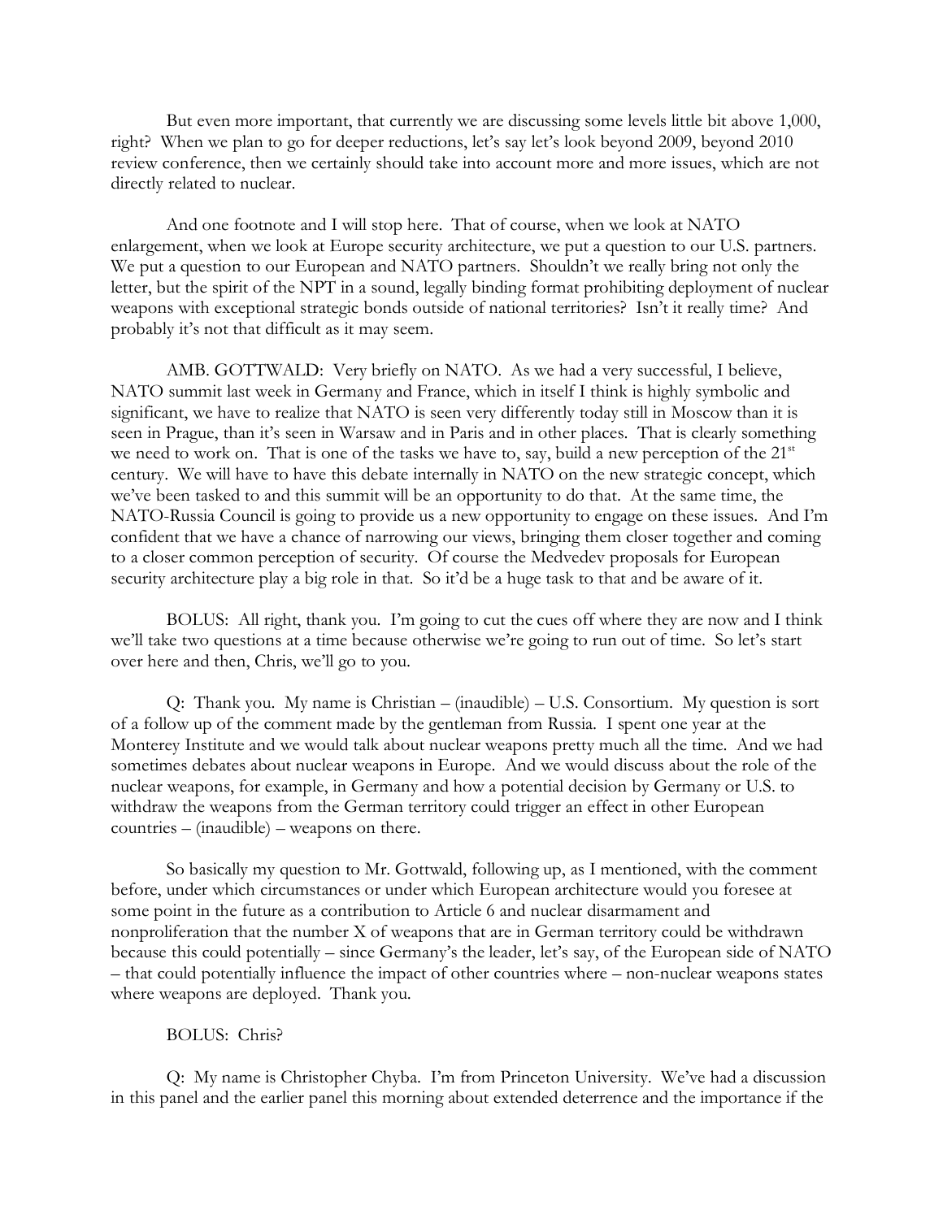But even more important, that currently we are discussing some levels little bit above 1,000, right? When we plan to go for deeper reductions, let's say let's look beyond 2009, beyond 2010 review conference, then we certainly should take into account more and more issues, which are not directly related to nuclear.

And one footnote and I will stop here. That of course, when we look at NATO enlargement, when we look at Europe security architecture, we put a question to our U.S. partners. We put a question to our European and NATO partners. Shouldn't we really bring not only the letter, but the spirit of the NPT in a sound, legally binding format prohibiting deployment of nuclear weapons with exceptional strategic bonds outside of national territories? Isn't it really time? And probably it's not that difficult as it may seem.

AMB. GOTTWALD: Very briefly on NATO. As we had a very successful, I believe, NATO summit last week in Germany and France, which in itself I think is highly symbolic and significant, we have to realize that NATO is seen very differently today still in Moscow than it is seen in Prague, than it's seen in Warsaw and in Paris and in other places. That is clearly something we need to work on. That is one of the tasks we have to, say, build a new perception of the 21st century. We will have to have this debate internally in NATO on the new strategic concept, which we've been tasked to and this summit will be an opportunity to do that. At the same time, the NATO-Russia Council is going to provide us a new opportunity to engage on these issues. And I'm confident that we have a chance of narrowing our views, bringing them closer together and coming to a closer common perception of security. Of course the Medvedev proposals for European security architecture play a big role in that. So it'd be a huge task to that and be aware of it.

BOLUS: All right, thank you. I'm going to cut the cues off where they are now and I think we'll take two questions at a time because otherwise we're going to run out of time. So let's start over here and then, Chris, we'll go to you.

Q: Thank you. My name is Christian – (inaudible) – U.S. Consortium. My question is sort of a follow up of the comment made by the gentleman from Russia. I spent one year at the Monterey Institute and we would talk about nuclear weapons pretty much all the time. And we had sometimes debates about nuclear weapons in Europe. And we would discuss about the role of the nuclear weapons, for example, in Germany and how a potential decision by Germany or U.S. to withdraw the weapons from the German territory could trigger an effect in other European countries – (inaudible) – weapons on there.

So basically my question to Mr. Gottwald, following up, as I mentioned, with the comment before, under which circumstances or under which European architecture would you foresee at some point in the future as a contribution to Article 6 and nuclear disarmament and nonproliferation that the number X of weapons that are in German territory could be withdrawn because this could potentially – since Germany's the leader, let's say, of the European side of NATO – that could potentially influence the impact of other countries where – non-nuclear weapons states where weapons are deployed. Thank you.

BOLUS: Chris?

Q: My name is Christopher Chyba. I'm from Princeton University. We've had a discussion in this panel and the earlier panel this morning about extended deterrence and the importance if the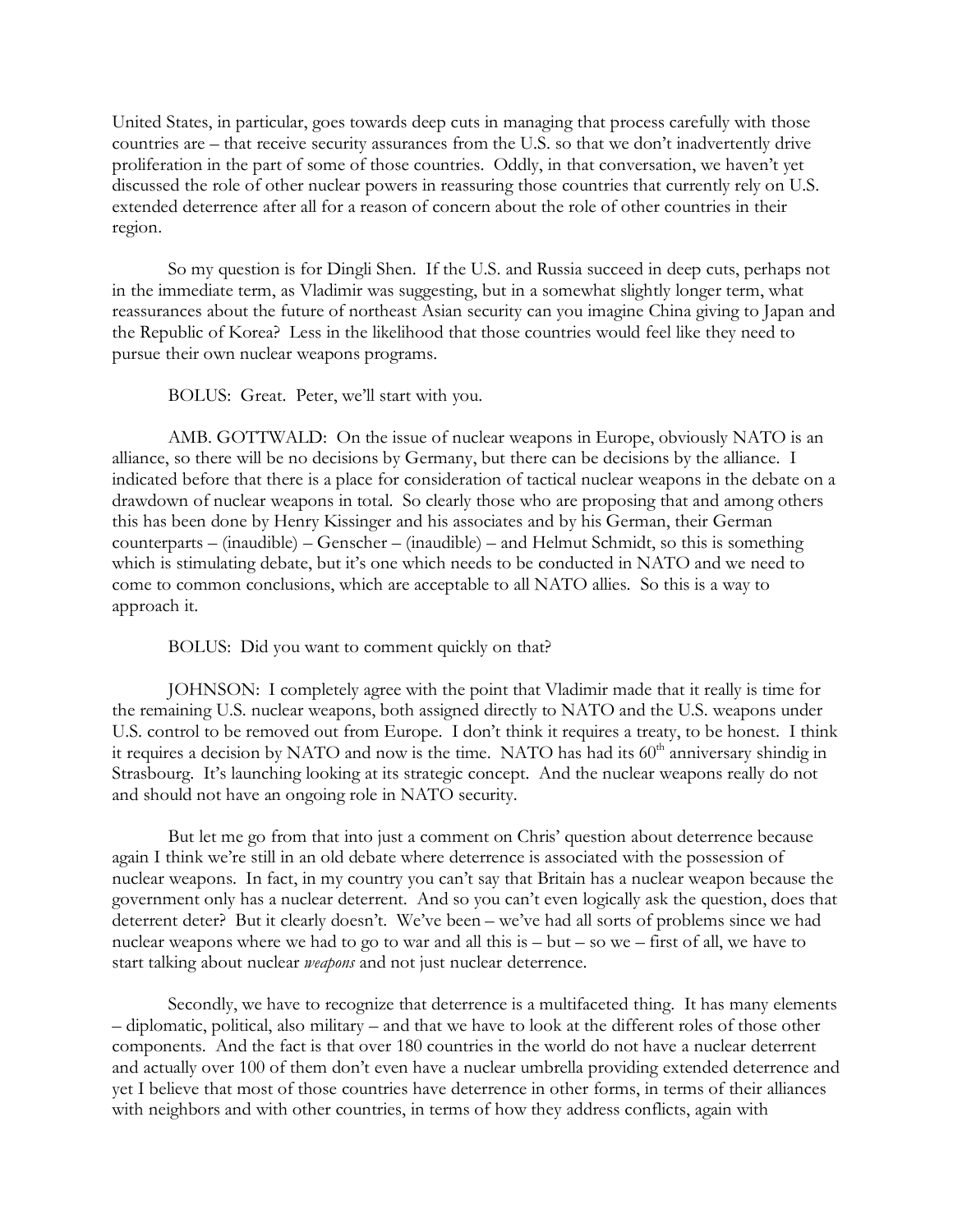United States, in particular, goes towards deep cuts in managing that process carefully with those countries are – that receive security assurances from the U.S. so that we don't inadvertently drive proliferation in the part of some of those countries. Oddly, in that conversation, we haven't yet discussed the role of other nuclear powers in reassuring those countries that currently rely on U.S. extended deterrence after all for a reason of concern about the role of other countries in their region.

So my question is for Dingli Shen. If the U.S. and Russia succeed in deep cuts, perhaps not in the immediate term, as Vladimir was suggesting, but in a somewhat slightly longer term, what reassurances about the future of northeast Asian security can you imagine China giving to Japan and the Republic of Korea? Less in the likelihood that those countries would feel like they need to pursue their own nuclear weapons programs.

BOLUS: Great. Peter, we'll start with you.

AMB. GOTTWALD: On the issue of nuclear weapons in Europe, obviously NATO is an alliance, so there will be no decisions by Germany, but there can be decisions by the alliance. I indicated before that there is a place for consideration of tactical nuclear weapons in the debate on a drawdown of nuclear weapons in total. So clearly those who are proposing that and among others this has been done by Henry Kissinger and his associates and by his German, their German counterparts – (inaudible) – Genscher – (inaudible) – and Helmut Schmidt, so this is something which is stimulating debate, but it's one which needs to be conducted in NATO and we need to come to common conclusions, which are acceptable to all NATO allies. So this is a way to approach it.

BOLUS: Did you want to comment quickly on that?

JOHNSON: I completely agree with the point that Vladimir made that it really is time for the remaining U.S. nuclear weapons, both assigned directly to NATO and the U.S. weapons under U.S. control to be removed out from Europe. I don't think it requires a treaty, to be honest. I think it requires a decision by NATO and now is the time. NATO has had its 60th anniversary shindig in Strasbourg. It's launching looking at its strategic concept. And the nuclear weapons really do not and should not have an ongoing role in NATO security.

But let me go from that into just a comment on Chris' question about deterrence because again I think we're still in an old debate where deterrence is associated with the possession of nuclear weapons. In fact, in my country you can't say that Britain has a nuclear weapon because the government only has a nuclear deterrent. And so you can't even logically ask the question, does that deterrent deter? But it clearly doesn't. We've been – we've had all sorts of problems since we had nuclear weapons where we had to go to war and all this is – but – so we – first of all, we have to start talking about nuclear *weapons* and not just nuclear deterrence.

Secondly, we have to recognize that deterrence is a multifaceted thing. It has many elements – diplomatic, political, also military – and that we have to look at the different roles of those other components. And the fact is that over 180 countries in the world do not have a nuclear deterrent and actually over 100 of them don't even have a nuclear umbrella providing extended deterrence and yet I believe that most of those countries have deterrence in other forms, in terms of their alliances with neighbors and with other countries, in terms of how they address conflicts, again with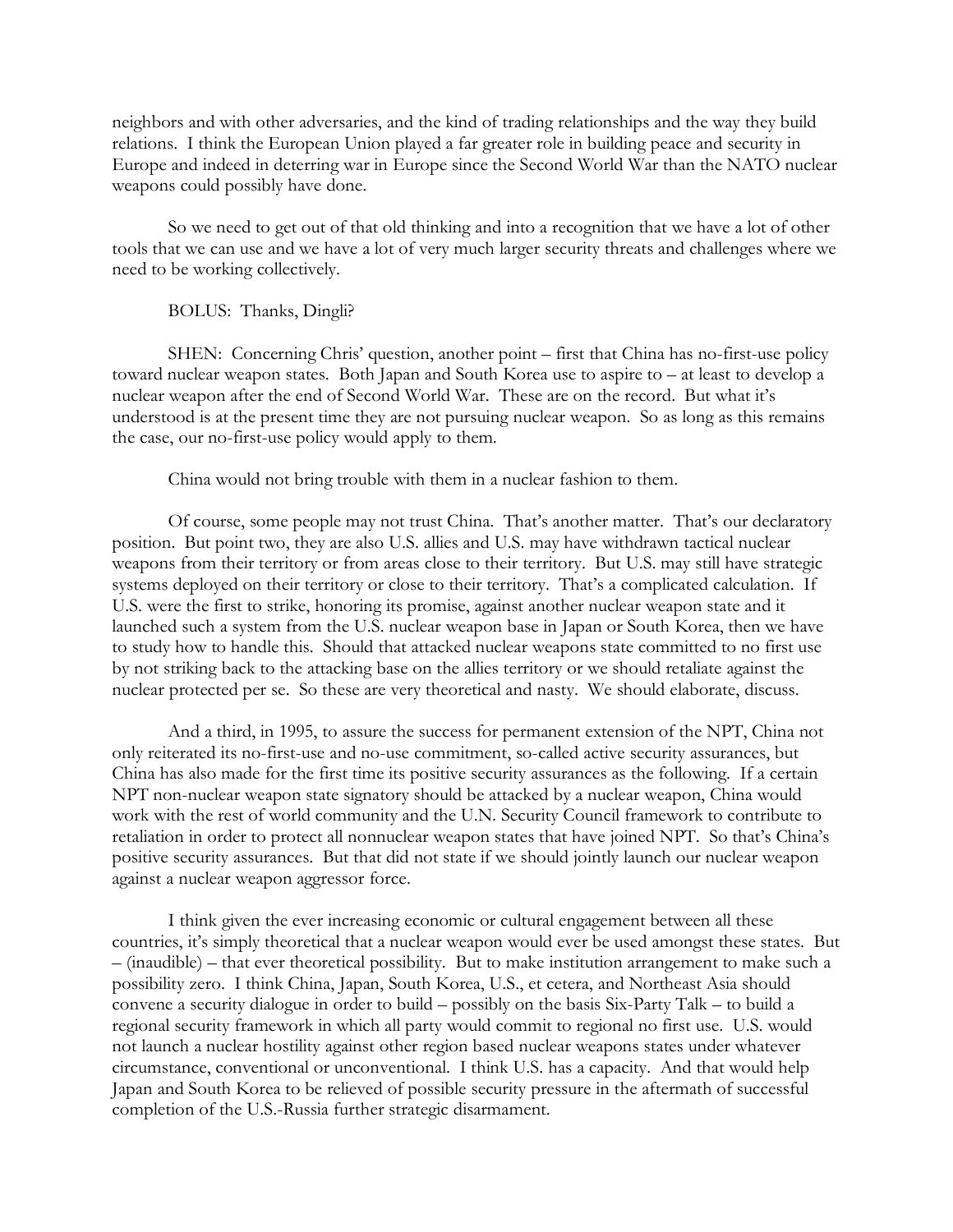neighbors and with other adversaries, and the kind of trading relationships and the way they build relations. I think the European Union played a far greater role in building peace and security in Europe and indeed in deterring war in Europe since the Second World War than the NATO nuclear weapons could possibly have done.

So we need to get out of that old thinking and into a recognition that we have a lot of other tools that we can use and we have a lot of very much larger security threats and challenges where we need to be working collectively.

BOLUS: Thanks, Dingli?

SHEN: Concerning Chris' question, another point – first that China has no-first-use policy toward nuclear weapon states. Both Japan and South Korea use to aspire to – at least to develop a nuclear weapon after the end of Second World War. These are on the record. But what it's understood is at the present time they are not pursuing nuclear weapon. So as long as this remains the case, our no-first-use policy would apply to them.

China would not bring trouble with them in a nuclear fashion to them.

Of course, some people may not trust China. That's another matter. That's our declaratory position. But point two, they are also U.S. allies and U.S. may have withdrawn tactical nuclear weapons from their territory or from areas close to their territory. But U.S. may still have strategic systems deployed on their territory or close to their territory. That's a complicated calculation. If U.S. were the first to strike, honoring its promise, against another nuclear weapon state and it launched such a system from the U.S. nuclear weapon base in Japan or South Korea, then we have to study how to handle this. Should that attacked nuclear weapons state committed to no first use by not striking back to the attacking base on the allies territory or we should retaliate against the nuclear protected per se. So these are very theoretical and nasty. We should elaborate, discuss.

And a third, in 1995, to assure the success for permanent extension of the NPT, China not only reiterated its no-first-use and no-use commitment, so-called active security assurances, but China has also made for the first time its positive security assurances as the following. If a certain NPT non-nuclear weapon state signatory should be attacked by a nuclear weapon, China would work with the rest of world community and the U.N. Security Council framework to contribute to retaliation in order to protect all nonnuclear weapon states that have joined NPT. So that's China's positive security assurances. But that did not state if we should jointly launch our nuclear weapon against a nuclear weapon aggressor force.

I think given the ever increasing economic or cultural engagement between all these countries, it's simply theoretical that a nuclear weapon would ever be used amongst these states. But – (inaudible) – that ever theoretical possibility. But to make institution arrangement to make such a possibility zero. I think China, Japan, South Korea, U.S., et cetera, and Northeast Asia should convene a security dialogue in order to build – possibly on the basis Six-Party Talk – to build a regional security framework in which all party would commit to regional no first use. U.S. would not launch a nuclear hostility against other region based nuclear weapons states under whatever circumstance, conventional or unconventional. I think U.S. has a capacity. And that would help Japan and South Korea to be relieved of possible security pressure in the aftermath of successful completion of the U.S.-Russia further strategic disarmament.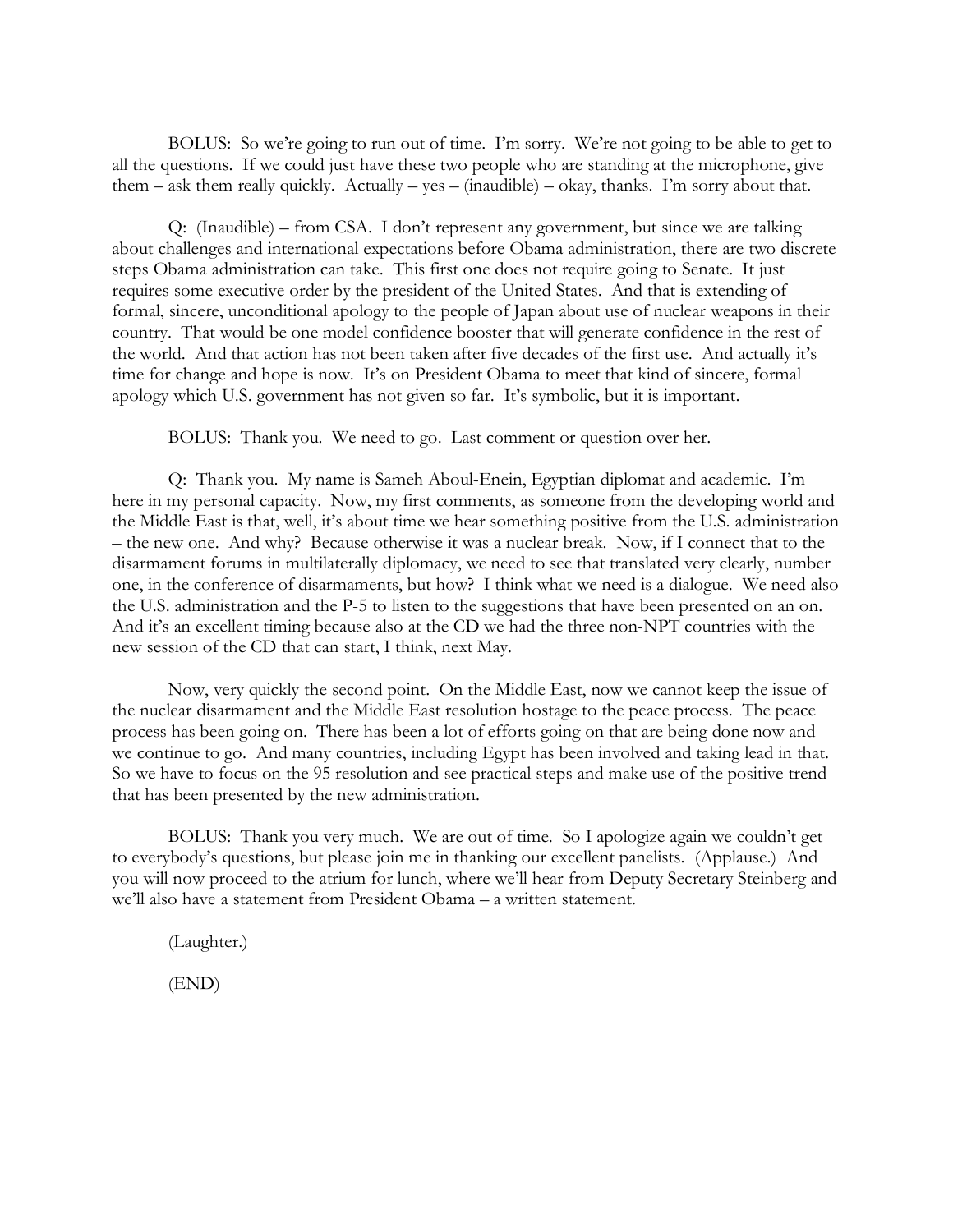BOLUS: So we're going to run out of time. I'm sorry. We're not going to be able to get to all the questions. If we could just have these two people who are standing at the microphone, give them – ask them really quickly. Actually – yes – (inaudible) – okay, thanks. I'm sorry about that.

Q: (Inaudible) – from CSA. I don't represent any government, but since we are talking about challenges and international expectations before Obama administration, there are two discrete steps Obama administration can take. This first one does not require going to Senate. It just requires some executive order by the president of the United States. And that is extending of formal, sincere, unconditional apology to the people of Japan about use of nuclear weapons in their country. That would be one model confidence booster that will generate confidence in the rest of the world. And that action has not been taken after five decades of the first use. And actually it's time for change and hope is now. It's on President Obama to meet that kind of sincere, formal apology which U.S. government has not given so far. It's symbolic, but it is important.

BOLUS: Thank you. We need to go. Last comment or question over her.

Q: Thank you. My name is Sameh Aboul-Enein, Egyptian diplomat and academic. I'm here in my personal capacity. Now, my first comments, as someone from the developing world and the Middle East is that, well, it's about time we hear something positive from the U.S. administration – the new one. And why? Because otherwise it was a nuclear break. Now, if I connect that to the disarmament forums in multilaterally diplomacy, we need to see that translated very clearly, number one, in the conference of disarmaments, but how? I think what we need is a dialogue. We need also the U.S. administration and the P-5 to listen to the suggestions that have been presented on an on. And it's an excellent timing because also at the CD we had the three non-NPT countries with the new session of the CD that can start, I think, next May.

Now, very quickly the second point. On the Middle East, now we cannot keep the issue of the nuclear disarmament and the Middle East resolution hostage to the peace process. The peace process has been going on. There has been a lot of efforts going on that are being done now and we continue to go. And many countries, including Egypt has been involved and taking lead in that. So we have to focus on the 95 resolution and see practical steps and make use of the positive trend that has been presented by the new administration.

BOLUS: Thank you very much. We are out of time. So I apologize again we couldn't get to everybody's questions, but please join me in thanking our excellent panelists. (Applause.) And you will now proceed to the atrium for lunch, where we'll hear from Deputy Secretary Steinberg and we'll also have a statement from President Obama – a written statement.

(Laughter.)

(END)